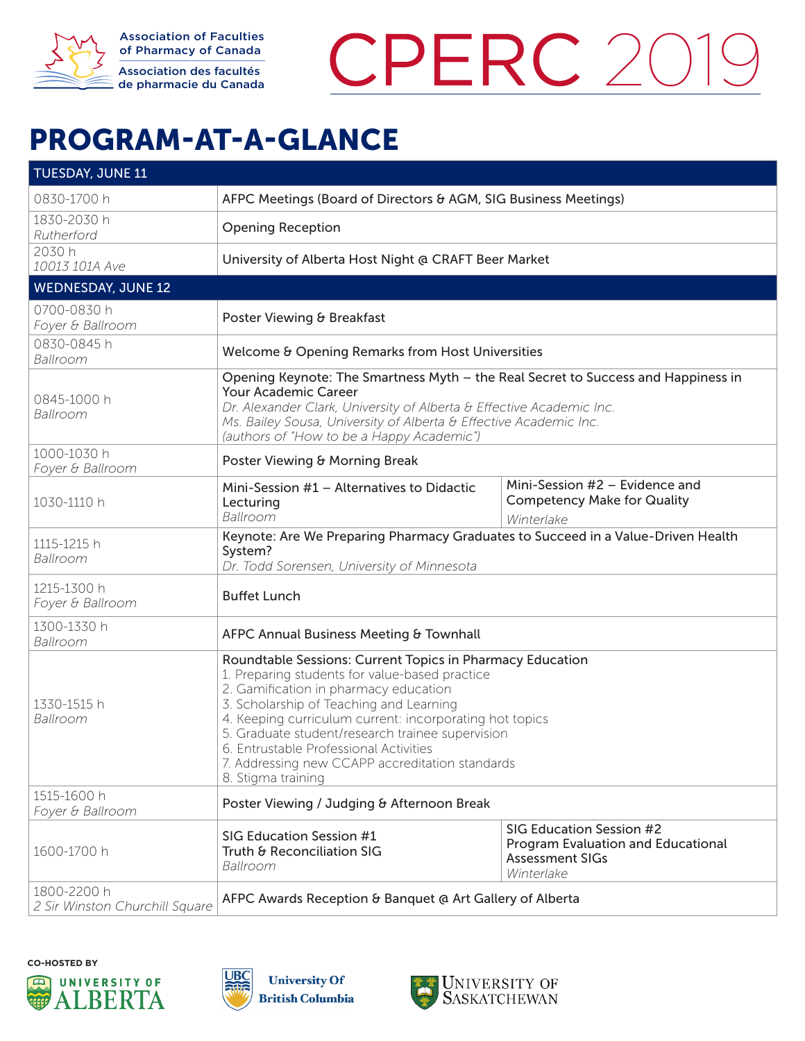Association of Faculties of Pharmacy of Canada
Association des facultés de pharmacie du Canada

# CPERC 2019

## PROGRAM-AT-A-GLANCE

| TUESDAY, JUNE 11 | | |
|---|---|---|
| 0830-1700 h | AFPC Meetings (Board of Directors & AGM, SIG Business Meetings) | |
| 1830-2030 h *Rutherford* | Opening Reception | |
| 2030 h *10013 101A Ave* | University of Alberta Host Night @ CRAFT Beer Market | |
| **WEDNESDAY, JUNE 12** | | |
| 0700-0830 h *Foyer & Ballroom* | Poster Viewing & Breakfast | |
| 0830-0845 h *Ballroom* | Welcome & Opening Remarks from Host Universities | |
| 0845-1000 h *Ballroom* | Opening Keynote: The Smartness Myth – the Real Secret to Success and Happiness in Your Academic Career *Dr. Alexander Clark, University of Alberta & Effective Academic Inc.* *Ms. Bailey Sousa, University of Alberta & Effective Academic Inc.* *(authors of "How to be a Happy Academic")* | |
| 1000-1030 h *Foyer & Ballroom* | Poster Viewing & Morning Break | |
| 1030-1110 h | Mini-Session #1 – Alternatives to Didactic Lecturing *Ballroom* | Mini-Session #2 – Evidence and Competency Make for Quality *Winterlake* |
| 1115-1215 h *Ballroom* | Keynote: Are We Preparing Pharmacy Graduates to Succeed in a Value-Driven Health System? *Dr. Todd Sorensen, University of Minnesota* | |
| 1215-1300 h *Foyer & Ballroom* | Buffet Lunch | |
| 1300-1330 h *Ballroom* | AFPC Annual Business Meeting & Townhall | |
| 1330-1515 h *Ballroom* | Roundtable Sessions: Current Topics in Pharmacy Education 1. Preparing students for value-based practice 2. Gamification in pharmacy education 3. Scholarship of Teaching and Learning 4. Keeping curriculum current: incorporating hot topics 5. Graduate student/research trainee supervision 6. Entrustable Professional Activities 7. Addressing new CCAPP accreditation standards 8. Stigma training | |
| 1515-1600 h *Foyer & Ballroom* | Poster Viewing / Judging & Afternoon Break | |
| 1600-1700 h | SIG Education Session #1 Truth & Reconciliation SIG *Ballroom* | SIG Education Session #2 Program Evaluation and Educational Assessment SIGs *Winterlake* |
| 1800-2200 h *2 Sir Winston Churchill Square* | AFPC Awards Reception & Banquet @ Art Gallery of Alberta | |

CO-HOSTED BY

University of Alberta | University of British Columbia | University of Saskatchewan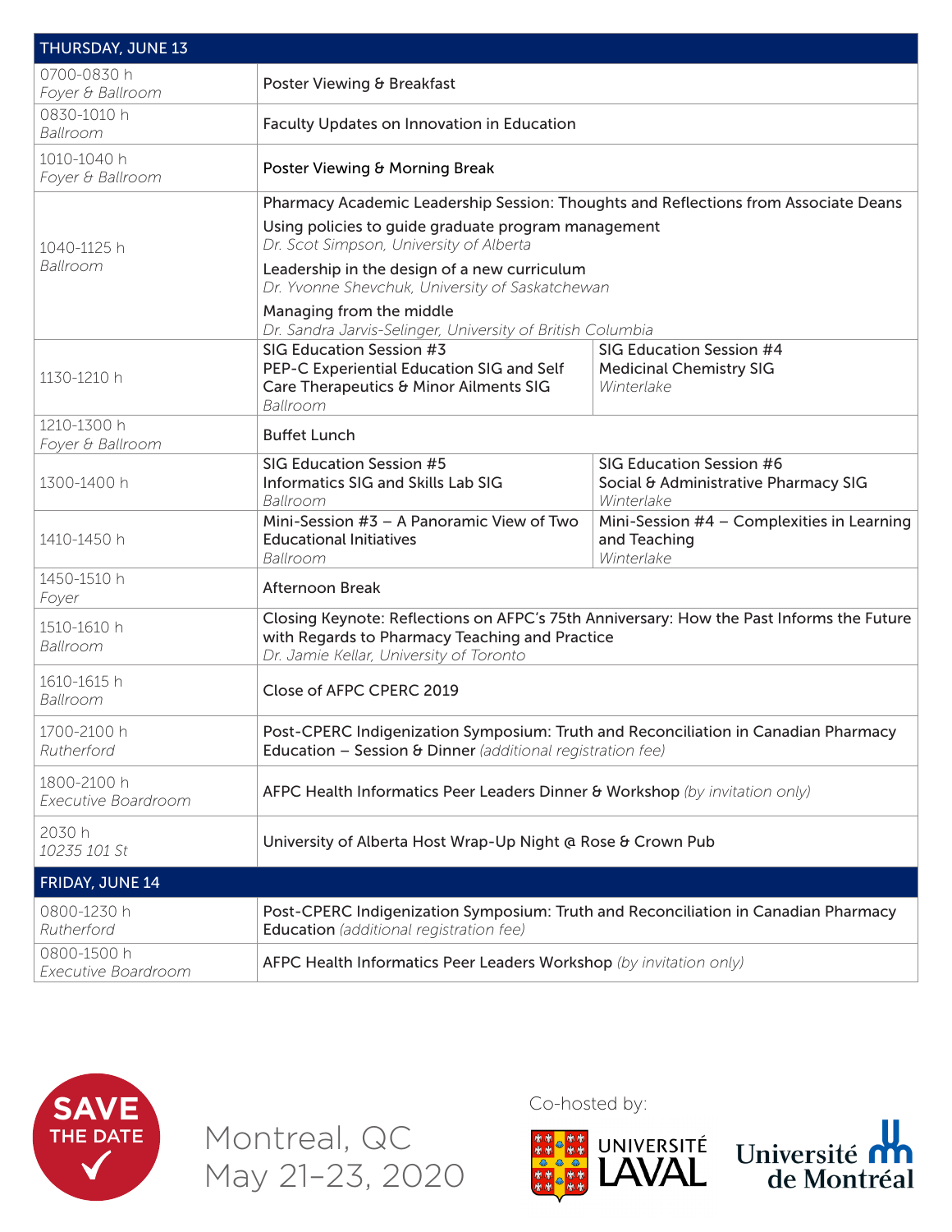| THURSDAY, JUNE 13 | | |
|---|---|---|
| 0700-0830 h *Foyer & Ballroom* | Poster Viewing & Breakfast | |
| 0830-1010 h *Ballroom* | Faculty Updates on Innovation in Education | |
| 1010-1040 h *Foyer & Ballroom* | Poster Viewing & Morning Break | |
| 1040-1125 h *Ballroom* | Pharmacy Academic Leadership Session: Thoughts and Reflections from Associate Deans<br>Using policies to guide graduate program management<br>*Dr. Scot Simpson, University of Alberta*<br>Leadership in the design of a new curriculum<br>*Dr. Yvonne Shevchuk, University of Saskatchewan*<br>Managing from the middle<br>*Dr. Sandra Jarvis-Selinger, University of British Columbia* | |
| 1130-1210 h | SIG Education Session #3<br>PEP-C Experiential Education SIG and Self Care Therapeutics & Minor Ailments SIG<br>*Ballroom* | SIG Education Session #4<br>Medicinal Chemistry SIG<br>*Winterlake* |
| 1210-1300 h *Foyer & Ballroom* | Buffet Lunch | |
| 1300-1400 h | SIG Education Session #5<br>Informatics SIG and Skills Lab SIG<br>*Ballroom* | SIG Education Session #6<br>Social & Administrative Pharmacy SIG<br>*Winterlake* |
| 1410-1450 h | Mini-Session #3 – A Panoramic View of Two Educational Initiatives<br>*Ballroom* | Mini-Session #4 – Complexities in Learning and Teaching<br>*Winterlake* |
| 1450-1510 h *Foyer* | Afternoon Break | |
| 1510-1610 h *Ballroom* | Closing Keynote: Reflections on AFPC's 75th Anniversary: How the Past Informs the Future with Regards to Pharmacy Teaching and Practice<br>*Dr. Jamie Kellar, University of Toronto* | |
| 1610-1615 h *Ballroom* | Close of AFPC CPERC 2019 | |
| 1700-2100 h *Rutherford* | Post-CPERC Indigenization Symposium: Truth and Reconciliation in Canadian Pharmacy Education – Session & Dinner *(additional registration fee)* | |
| 1800-2100 h *Executive Boardroom* | AFPC Health Informatics Peer Leaders Dinner & Workshop *(by invitation only)* | |
| 2030 h *10235 101 St* | University of Alberta Host Wrap-Up Night @ Rose & Crown Pub | |

| FRIDAY, JUNE 14 | |
|---|---|
| 0800-1230 h *Rutherford* | Post-CPERC Indigenization Symposium: Truth and Reconciliation in Canadian Pharmacy Education *(additional registration fee)* |
| 0800-1500 h *Executive Boardroom* | AFPC Health Informatics Peer Leaders Workshop *(by invitation only)* |

SAVE THE DATE ✓

Montreal, QC
May 21–23, 2020

Co-hosted by:

UNIVERSITÉ LAVAL

Université de Montréal